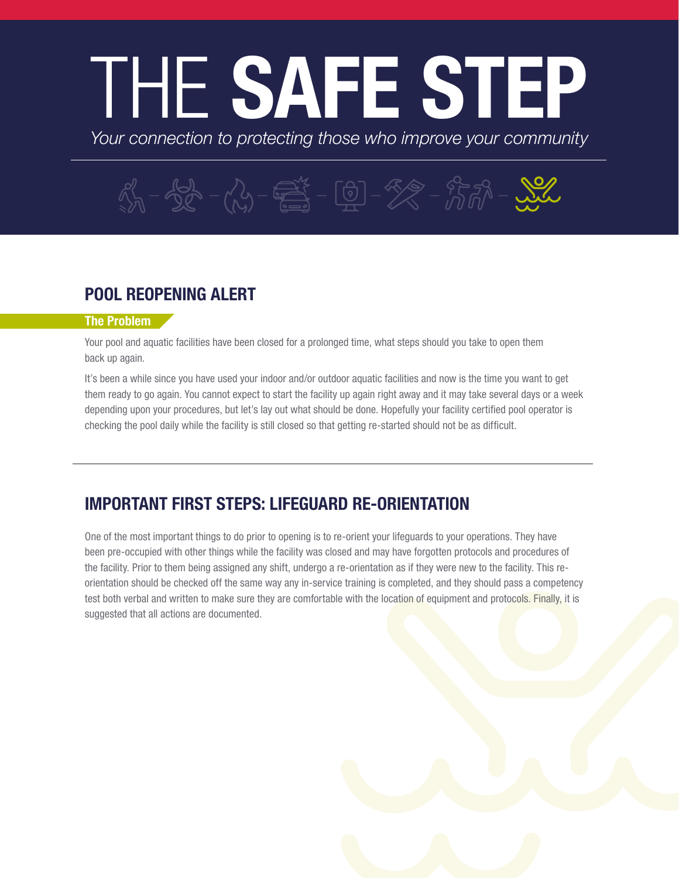# THE SAFE STEP

*Your connection to protecting those who improve your community*

## POOL REOPENING ALERT

### The Problem

Your pool and aquatic facilities have been closed for a prolonged time, what steps should you take to open them back up again.

It's been a while since you have used your indoor and/or outdoor aquatic facilities and now is the time you want to get them ready to go again. You cannot expect to start the facility up again right away and it may take several days or a week depending upon your procedures, but let's lay out what should be done. Hopefully your facility certified pool operator is checking the pool daily while the facility is still closed so that getting re-started should not be as difficult.

## IMPORTANT FIRST STEPS: LIFEGUARD RE-ORIENTATION

One of the most important things to do prior to opening is to re-orient your lifeguards to your operations. They have been pre-occupied with other things while the facility was closed and may have forgotten protocols and procedures of the facility. Prior to them being assigned any shift, undergo a re-orientation as if they were new to the facility. This re-orientation should be checked off the same way any in-service training is completed, and they should pass a competency test both verbal and written to make sure they are comfortable with the location of equipment and protocols. Finally, it is suggested that all actions are documented.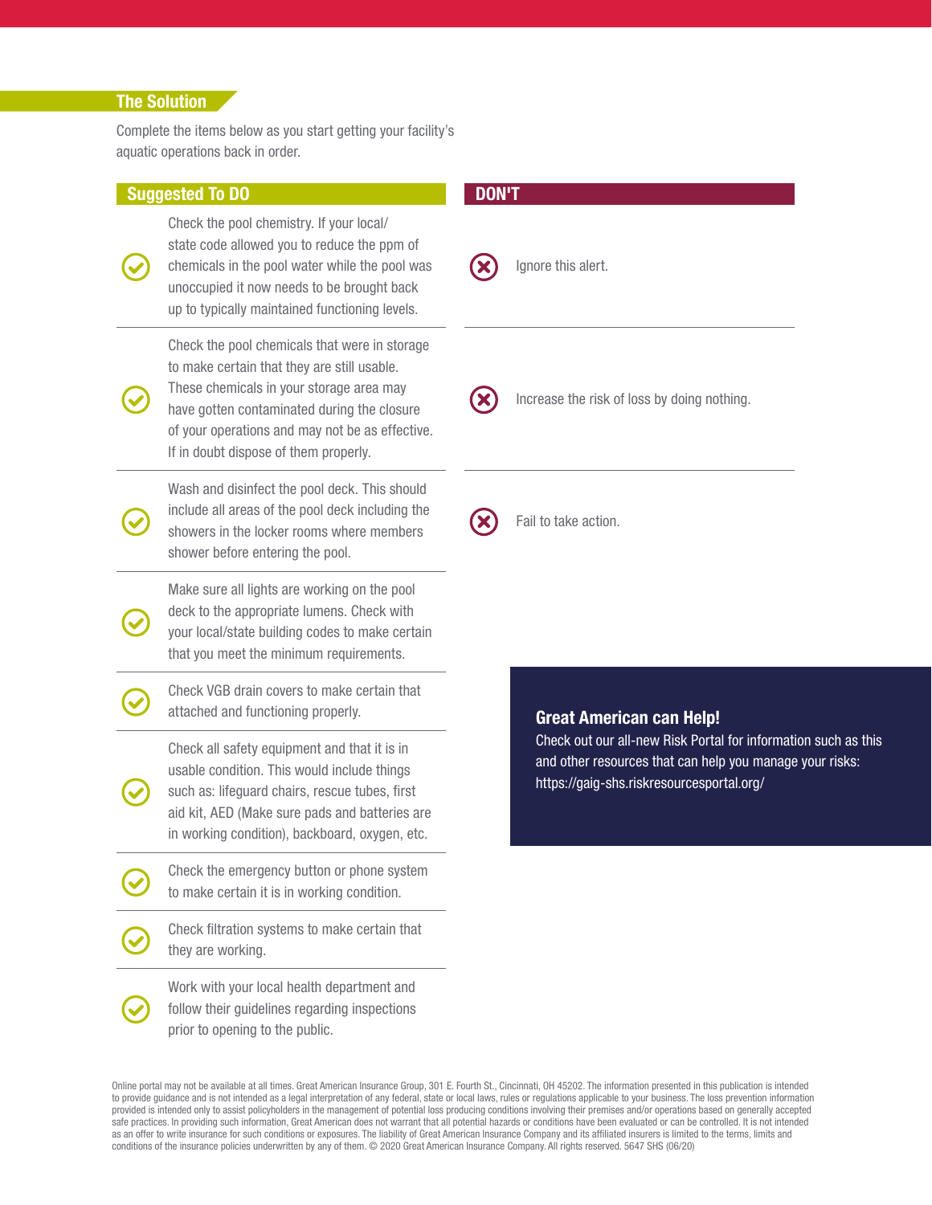## The Solution

Complete the items below as you start getting your facility's aquatic operations back in order.

### Suggested To DO

- Check the pool chemistry. If your local/ state code allowed you to reduce the ppm of chemicals in the pool water while the pool was unoccupied it now needs to be brought back up to typically maintained functioning levels.
- Check the pool chemicals that were in storage to make certain that they are still usable. These chemicals in your storage area may have gotten contaminated during the closure of your operations and may not be as effective. If in doubt dispose of them properly.
- Wash and disinfect the pool deck. This should include all areas of the pool deck including the showers in the locker rooms where members shower before entering the pool.
- Make sure all lights are working on the pool deck to the appropriate lumens. Check with your local/state building codes to make certain that you meet the minimum requirements.
- Check VGB drain covers to make certain that attached and functioning properly.
- Check all safety equipment and that it is in usable condition. This would include things such as: lifeguard chairs, rescue tubes, first aid kit, AED (Make sure pads and batteries are in working condition), backboard, oxygen, etc.
- Check the emergency button or phone system to make certain it is in working condition.
- Check filtration systems to make certain that they are working.
- Work with your local health department and follow their guidelines regarding inspections prior to opening to the public.

### DON'T

- Ignore this alert.
- Increase the risk of loss by doing nothing.
- Fail to take action.

**Great American can Help!**

Check out our all-new Risk Portal for information such as this and other resources that can help you manage your risks: https://gaig-shs.riskresourcesportal.org/

Online portal may not be available at all times. Great American Insurance Group, 301 E. Fourth St., Cincinnati, OH 45202. The information presented in this publication is intended to provide guidance and is not intended as a legal interpretation of any federal, state or local laws, rules or regulations applicable to your business. The loss prevention information provided is intended only to assist policyholders in the management of potential loss producing conditions involving their premises and/or operations based on generally accepted safe practices. In providing such information, Great American does not warrant that all potential hazards or conditions have been evaluated or can be controlled. It is not intended as an offer to write insurance for such conditions or exposures. The liability of Great American Insurance Company and its affiliated insurers is limited to the terms, limits and conditions of the insurance policies underwritten by any of them. © 2020 Great American Insurance Company. All rights reserved. 5647 SHS (06/20)